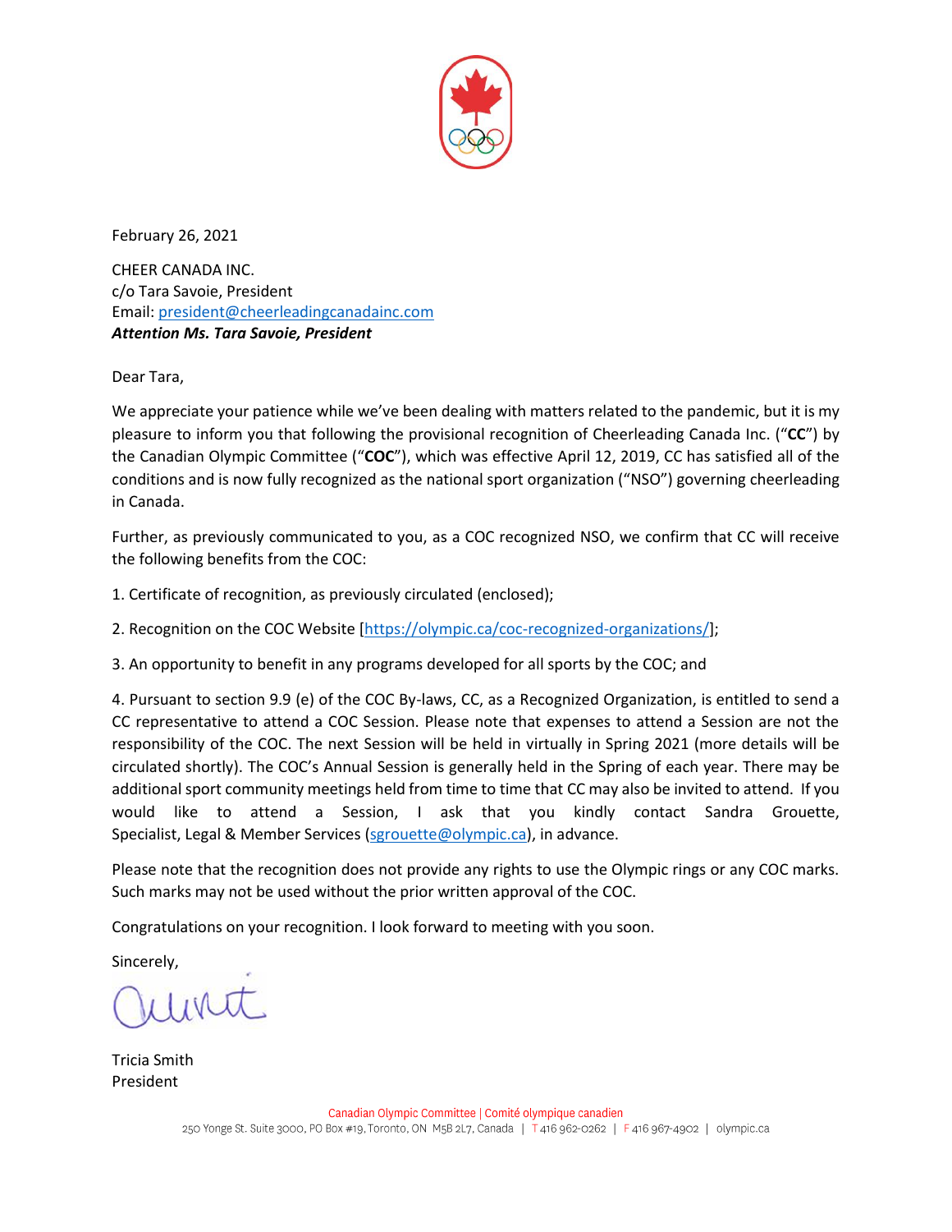February 26, 2021

CHEER CANADA INC.
c/o Tara Savoie, President
Email: president@cheerleadingcanadainc.com
***Attention Ms. Tara Savoie, President***

Dear Tara,

We appreciate your patience while we've been dealing with matters related to the pandemic, but it is my pleasure to inform you that following the provisional recognition of Cheerleading Canada Inc. ("**CC**") by the Canadian Olympic Committee ("**COC**"), which was effective April 12, 2019, CC has satisfied all of the conditions and is now fully recognized as the national sport organization ("NSO") governing cheerleading in Canada.

Further, as previously communicated to you, as a COC recognized NSO, we confirm that CC will receive the following benefits from the COC:

1. Certificate of recognition, as previously circulated (enclosed);

2. Recognition on the COC Website [https://olympic.ca/coc-recognized-organizations/];

3. An opportunity to benefit in any programs developed for all sports by the COC; and

4. Pursuant to section 9.9 (e) of the COC By-laws, CC, as a Recognized Organization, is entitled to send a CC representative to attend a COC Session. Please note that expenses to attend a Session are not the responsibility of the COC. The next Session will be held in virtually in Spring 2021 (more details will be circulated shortly). The COC's Annual Session is generally held in the Spring of each year. There may be additional sport community meetings held from time to time that CC may also be invited to attend. If you would like to attend a Session, I ask that you kindly contact Sandra Grouette, Specialist, Legal & Member Services (sgrouette@olympic.ca), in advance.

Please note that the recognition does not provide any rights to use the Olympic rings or any COC marks. Such marks may not be used without the prior written approval of the COC.

Congratulations on your recognition. I look forward to meeting with you soon.

Sincerely,

Tricia Smith
President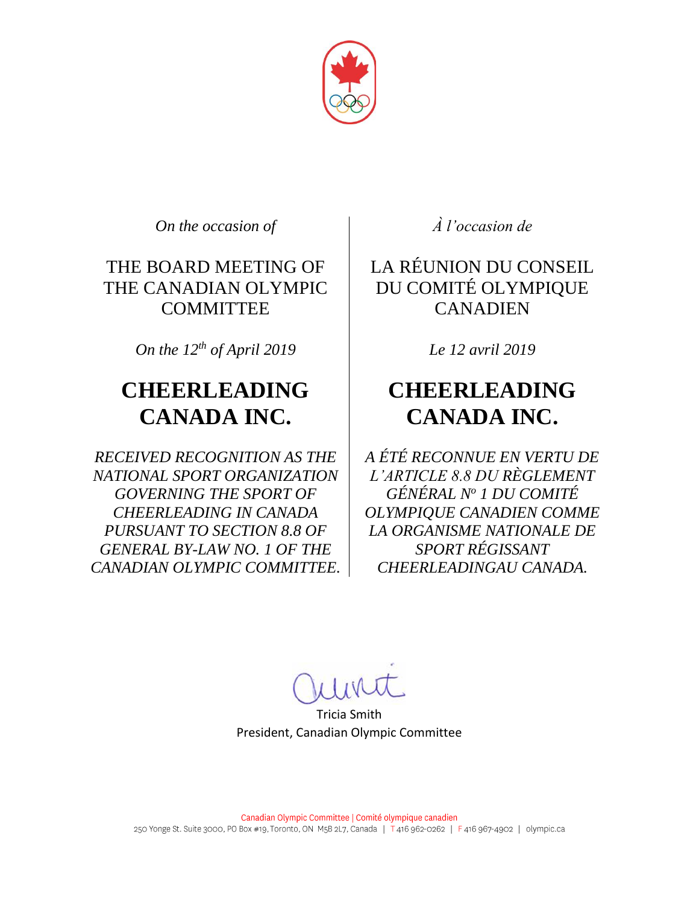*On the occasion of*

THE BOARD MEETING OF THE CANADIAN OLYMPIC COMMITTEE

*On the 12th of April 2019*

# CHEERLEADING CANADA INC.

*RECEIVED RECOGNITION AS THE NATIONAL SPORT ORGANIZATION GOVERNING THE SPORT OF CHEERLEADING IN CANADA PURSUANT TO SECTION 8.8 OF GENERAL BY-LAW NO. 1 OF THE CANADIAN OLYMPIC COMMITTEE.*

*À l'occasion de*

LA RÉUNION DU CONSEIL DU COMITÉ OLYMPIQUE CANADIEN

*Le 12 avril 2019*

# CHEERLEADING CANADA INC.

*A ÉTÉ RECONNUE EN VERTU DE L'ARTICLE 8.8 DU RÈGLEMENT GÉNÉRAL Nº 1 DU COMITÉ OLYMPIQUE CANADIEN COMME LA ORGANISME NATIONALE DE SPORT RÉGISSANT CHEERLEADINGAU CANADA.*

Tricia Smith
President, Canadian Olympic Committee

Canadian Olympic Committee | Comité olympique canadien
250 Yonge St. Suite 3000, PO Box #19, Toronto, ON M5B 2L7, Canada | T 416 962-0262 | F 416 967-4902 | olympic.ca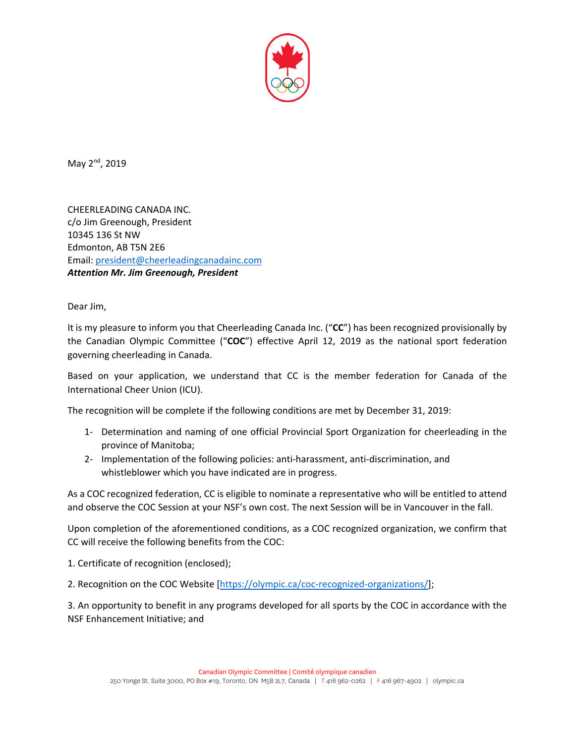May 2nd, 2019

CHEERLEADING CANADA INC.
c/o Jim Greenough, President
10345 136 St NW
Edmonton, AB T5N 2E6
Email: president@cheerleadingcanadainc.com
***Attention Mr. Jim Greenough, President***

Dear Jim,

It is my pleasure to inform you that Cheerleading Canada Inc. ("**CC**") has been recognized provisionally by the Canadian Olympic Committee ("**COC**") effective April 12, 2019 as the national sport federation governing cheerleading in Canada.

Based on your application, we understand that CC is the member federation for Canada of the International Cheer Union (ICU).

The recognition will be complete if the following conditions are met by December 31, 2019:

1- Determination and naming of one official Provincial Sport Organization for cheerleading in the province of Manitoba;
2- Implementation of the following policies: anti-harassment, anti-discrimination, and whistleblower which you have indicated are in progress.

As a COC recognized federation, CC is eligible to nominate a representative who will be entitled to attend and observe the COC Session at your NSF's own cost. The next Session will be in Vancouver in the fall.

Upon completion of the aforementioned conditions, as a COC recognized organization, we confirm that CC will receive the following benefits from the COC:

1. Certificate of recognition (enclosed);

2. Recognition on the COC Website [https://olympic.ca/coc-recognized-organizations/];

3. An opportunity to benefit in any programs developed for all sports by the COC in accordance with the NSF Enhancement Initiative; and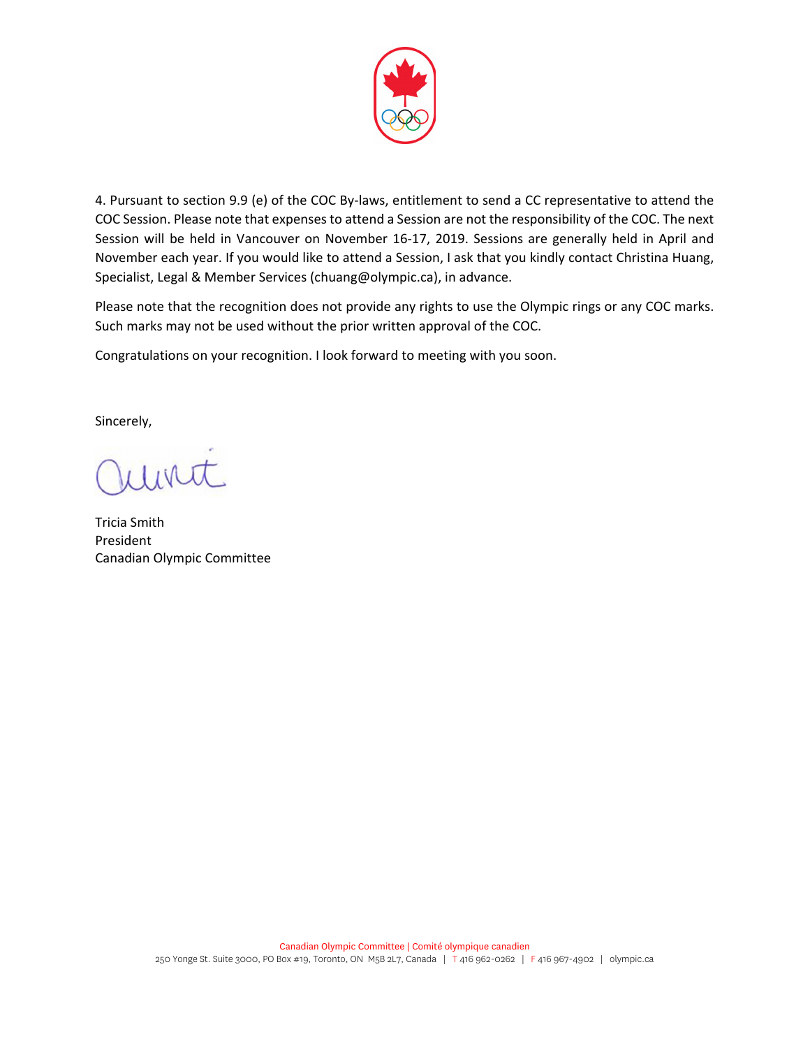4. Pursuant to section 9.9 (e) of the COC By-laws, entitlement to send a CC representative to attend the COC Session. Please note that expenses to attend a Session are not the responsibility of the COC. The next Session will be held in Vancouver on November 16-17, 2019. Sessions are generally held in April and November each year. If you would like to attend a Session, I ask that you kindly contact Christina Huang, Specialist, Legal & Member Services (chuang@olympic.ca), in advance.

Please note that the recognition does not provide any rights to use the Olympic rings or any COC marks. Such marks may not be used without the prior written approval of the COC.

Congratulations on your recognition. I look forward to meeting with you soon.

Sincerely,

Tricia Smith
President
Canadian Olympic Committee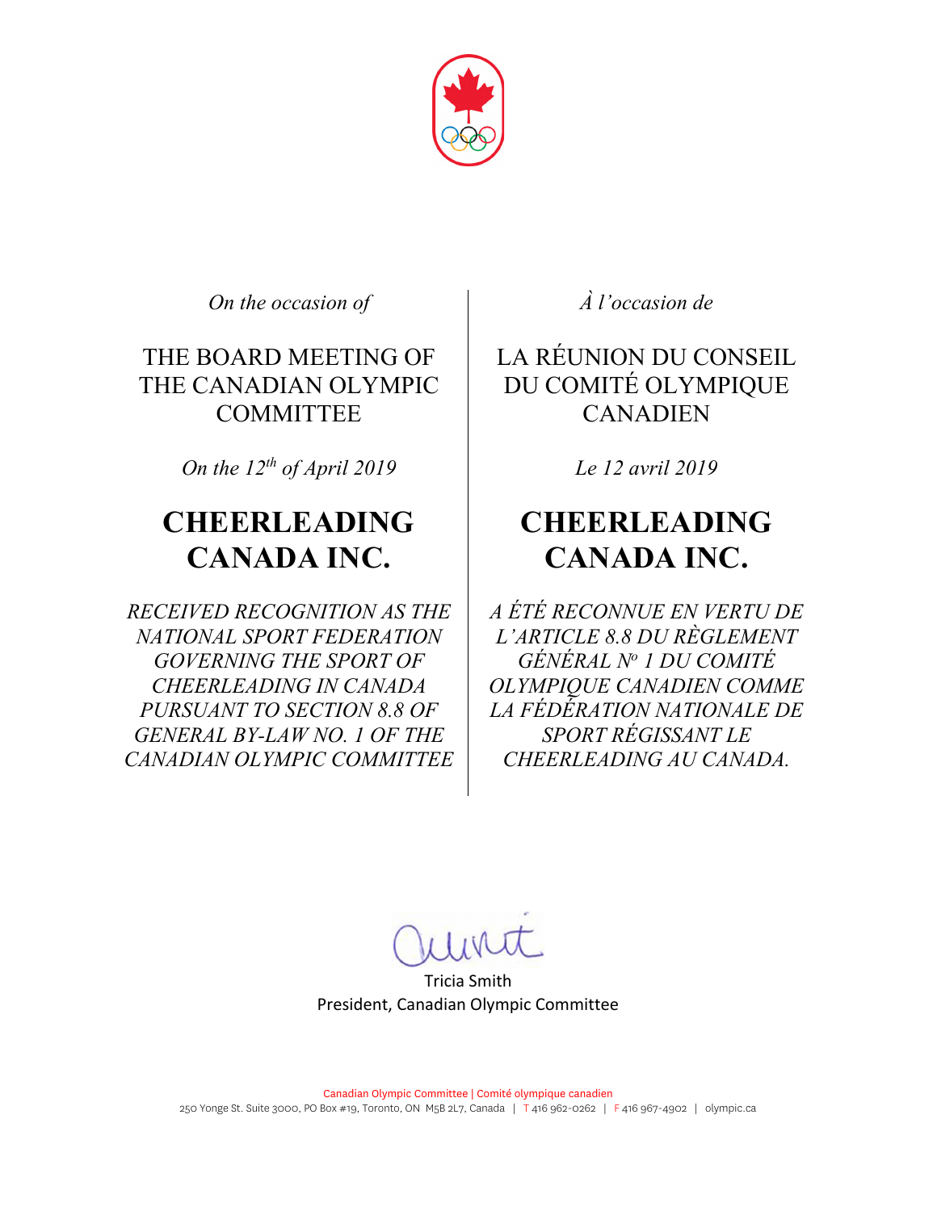*On the occasion of*

THE BOARD MEETING OF THE CANADIAN OLYMPIC COMMITTEE

*On the 12th of April 2019*

# CHEERLEADING CANADA INC.

*RECEIVED RECOGNITION AS THE NATIONAL SPORT FEDERATION GOVERNING THE SPORT OF CHEERLEADING IN CANADA PURSUANT TO SECTION 8.8 OF GENERAL BY-LAW NO. 1 OF THE CANADIAN OLYMPIC COMMITTEE*

*À l'occasion de*

LA RÉUNION DU CONSEIL DU COMITÉ OLYMPIQUE CANADIEN

*Le 12 avril 2019*

# CHEERLEADING CANADA INC.

*A ÉTÉ RECONNUE EN VERTU DE L'ARTICLE 8.8 DU RÈGLEMENT GÉNÉRAL Nº 1 DU COMITÉ OLYMPIQUE CANADIEN COMME LA FÉDÉRATION NATIONALE DE SPORT RÉGISSANT LE CHEERLEADING AU CANADA.*

Tricia Smith
President, Canadian Olympic Committee

Canadian Olympic Committee | Comité olympique canadien
250 Yonge St. Suite 3000, PO Box #19, Toronto, ON M5B 2L7, Canada | T 416 962-0262 | F 416 967-4902 | olympic.ca